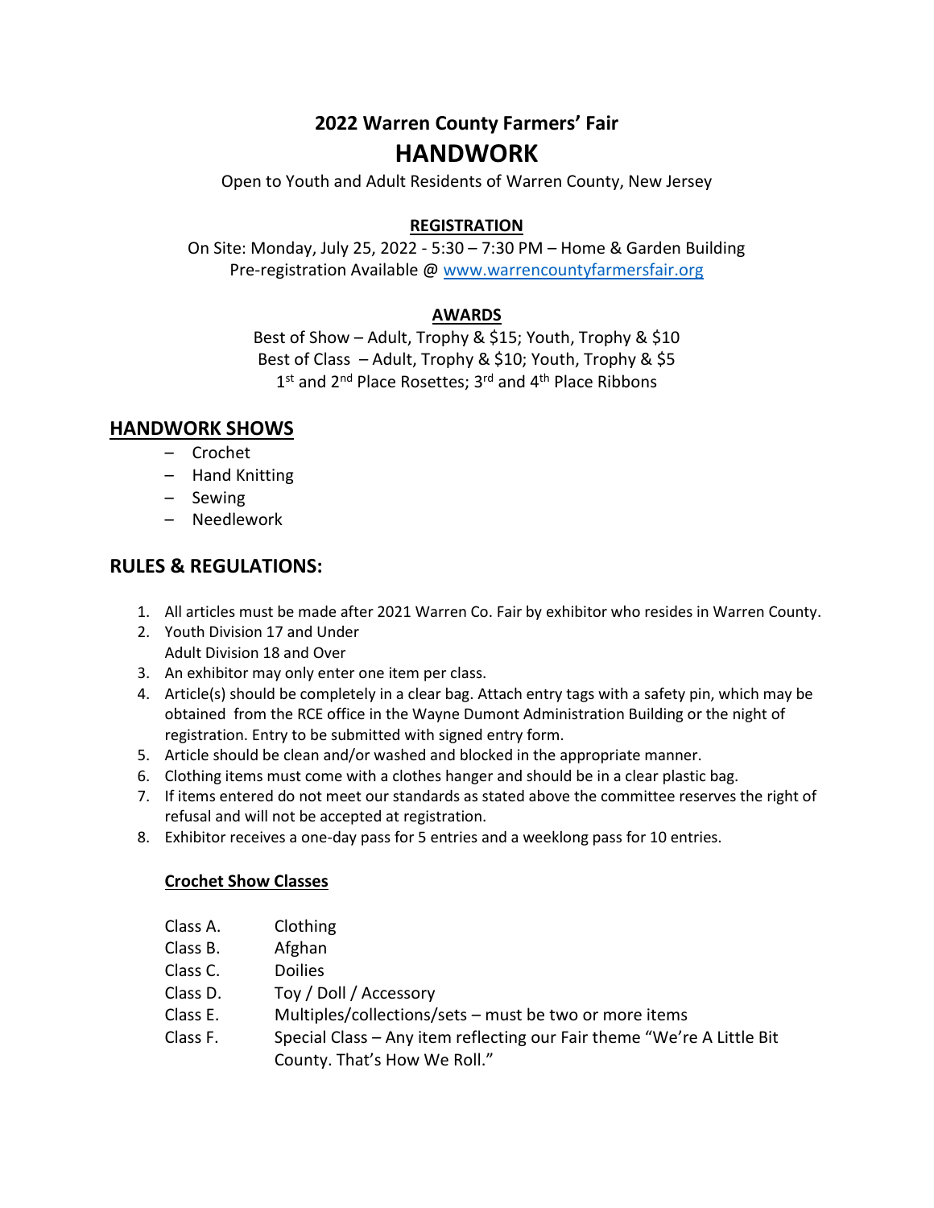# 2022 Warren County Farmers' Fair

# HANDWORK

Open to Youth and Adult Residents of Warren County, New Jersey

**REGISTRATION**

On Site: Monday, July 25, 2022 - 5:30 – 7:30 PM – Home & Garden Building
Pre-registration Available @ www.warrencountyfarmersfair.org

**AWARDS**

Best of Show – Adult, Trophy & $15; Youth, Trophy & $10
Best of Class – Adult, Trophy & $10; Youth, Trophy & $5
1st and 2nd Place Rosettes; 3rd and 4th Place Ribbons

## HANDWORK SHOWS

- Crochet
- Hand Knitting
- Sewing
- Needlework

## RULES & REGULATIONS:

1. All articles must be made after 2021 Warren Co. Fair by exhibitor who resides in Warren County.
2. Youth Division 17 and Under
   Adult Division 18 and Over
3. An exhibitor may only enter one item per class.
4. Article(s) should be completely in a clear bag. Attach entry tags with a safety pin, which may be obtained from the RCE office in the Wayne Dumont Administration Building or the night of registration. Entry to be submitted with signed entry form.
5. Article should be clean and/or washed and blocked in the appropriate manner.
6. Clothing items must come with a clothes hanger and should be in a clear plastic bag.
7. If items entered do not meet our standards as stated above the committee reserves the right of refusal and will not be accepted at registration.
8. Exhibitor receives a one-day pass for 5 entries and a weeklong pass for 10 entries.

### Crochet Show Classes

Class A. Clothing
Class B. Afghan
Class C. Doilies
Class D. Toy / Doll / Accessory
Class E. Multiples/collections/sets – must be two or more items
Class F. Special Class – Any item reflecting our Fair theme "We're A Little Bit County. That's How We Roll."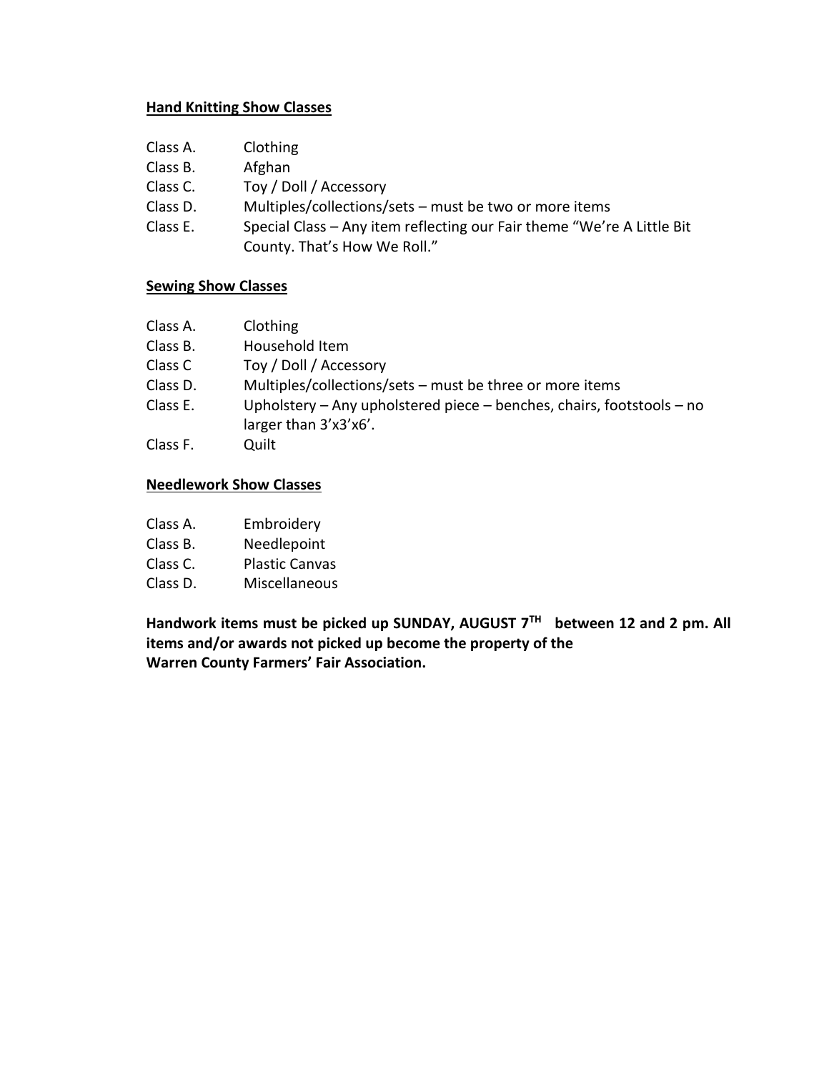**Hand Knitting Show Classes**

| | |
|---|---|
| Class A. | Clothing |
| Class B. | Afghan |
| Class C. | Toy / Doll / Accessory |
| Class D. | Multiples/collections/sets – must be two or more items |
| Class E. | Special Class – Any item reflecting our Fair theme "We're A Little Bit County. That's How We Roll." |

**Sewing Show Classes**

| | |
|---|---|
| Class A. | Clothing |
| Class B. | Household Item |
| Class C | Toy / Doll / Accessory |
| Class D. | Multiples/collections/sets – must be three or more items |
| Class E. | Upholstery – Any upholstered piece – benches, chairs, footstools – no larger than 3'x3'x6'. |
| Class F. | Quilt |

**Needlework Show Classes**

| | |
|---|---|
| Class A. | Embroidery |
| Class B. | Needlepoint |
| Class C. | Plastic Canvas |
| Class D. | Miscellaneous |

**Handwork items must be picked up SUNDAY, AUGUST 7TH between 12 and 2 pm. All items and/or awards not picked up become the property of the Warren County Farmers' Fair Association.**